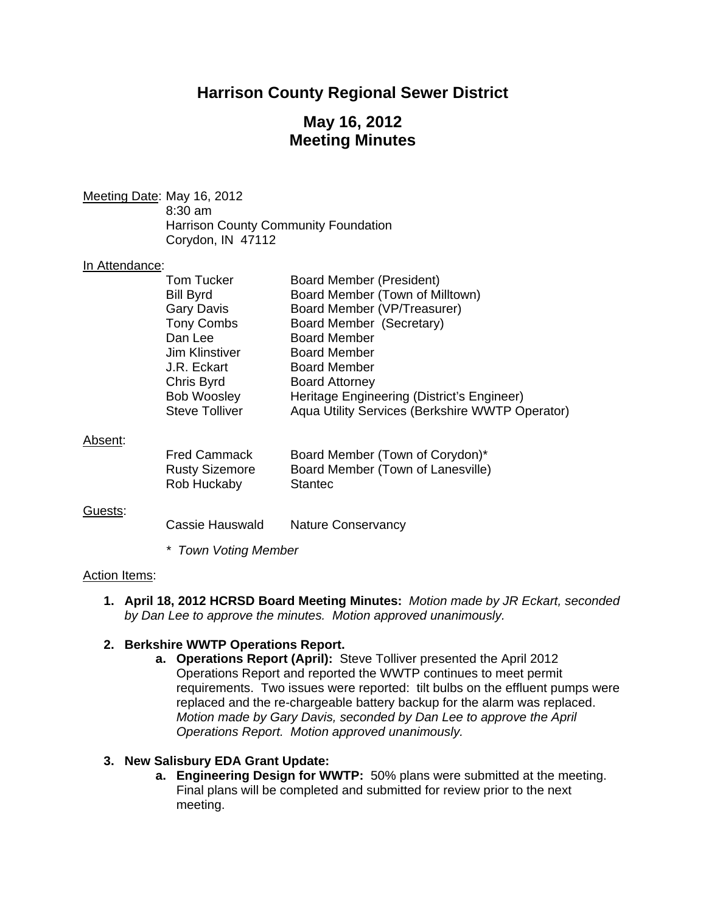# Harrison County Regional Sewer District

## May 16, 2012
## Meeting Minutes

Meeting Date: May 16, 2012
8:30 am
Harrison County Community Foundation
Corydon, IN 47112

In Attendance:

| | |
|---|---|
| Tom Tucker | Board Member (President) |
| Bill Byrd | Board Member (Town of Milltown) |
| Gary Davis | Board Member (VP/Treasurer) |
| Tony Combs | Board Member (Secretary) |
| Dan Lee | Board Member |
| Jim Klinstiver | Board Member |
| J.R. Eckart | Board Member |
| Chris Byrd | Board Attorney |
| Bob Woosley | Heritage Engineering (District's Engineer) |
| Steve Tolliver | Aqua Utility Services (Berkshire WWTP Operator) |

Absent:

| | |
|---|---|
| Fred Cammack | Board Member (Town of Corydon)* |
| Rusty Sizemore | Board Member (Town of Lanesville) |
| Rob Huckaby | Stantec |

Guests:

| | |
|---|---|
| Cassie Hauswald | Nature Conservancy |

*\* Town Voting Member*

Action Items:

1. **April 18, 2012 HCRSD Board Meeting Minutes:** *Motion made by JR Eckart, seconded by Dan Lee to approve the minutes. Motion approved unanimously.*

2. **Berkshire WWTP Operations Report.**
   a. **Operations Report (April):** Steve Tolliver presented the April 2012 Operations Report and reported the WWTP continues to meet permit requirements. Two issues were reported: tilt bulbs on the effluent pumps were replaced and the re-chargeable battery backup for the alarm was replaced. *Motion made by Gary Davis, seconded by Dan Lee to approve the April Operations Report. Motion approved unanimously.*

3. **New Salisbury EDA Grant Update:**
   a. **Engineering Design for WWTP:** 50% plans were submitted at the meeting. Final plans will be completed and submitted for review prior to the next meeting.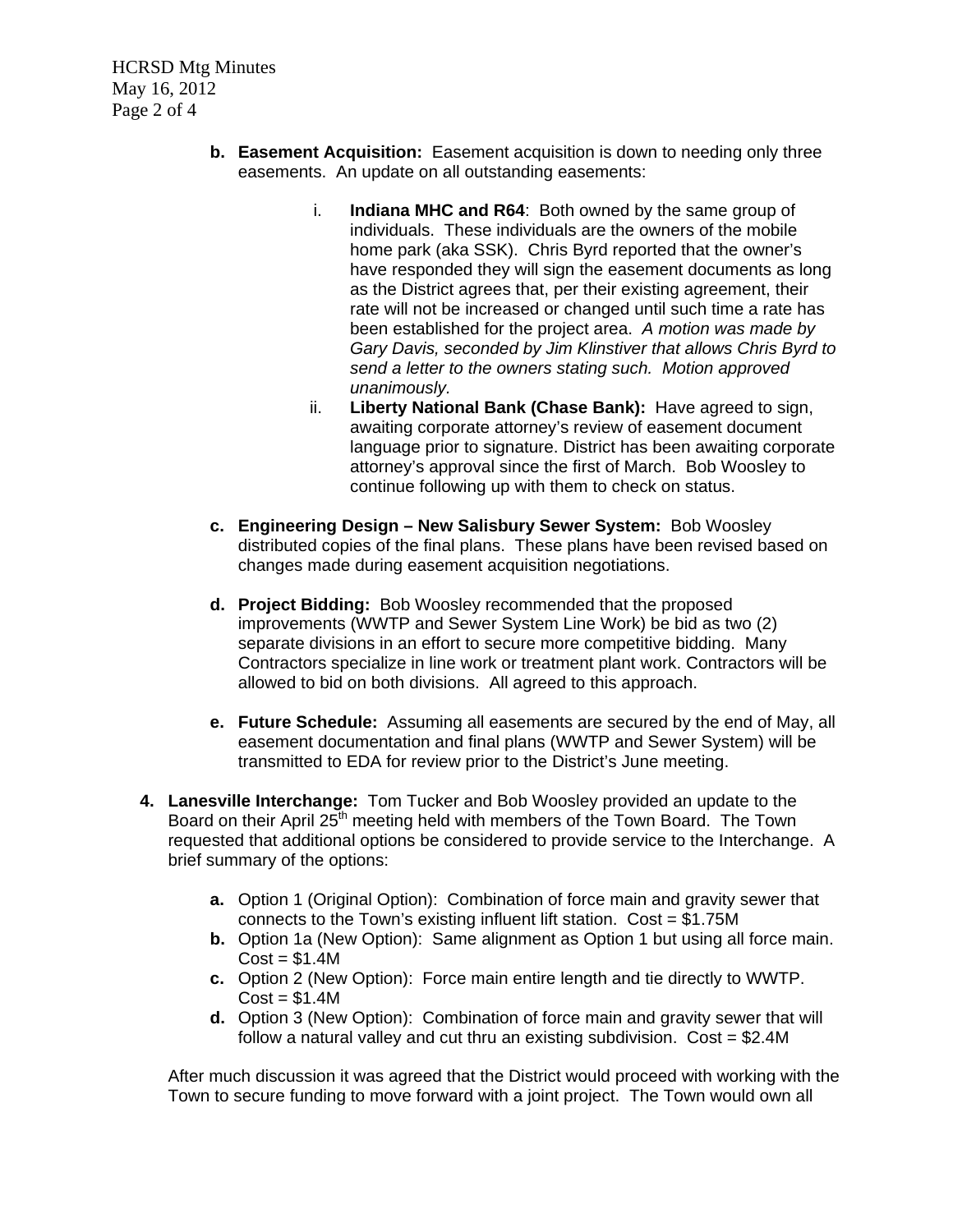b. **Easement Acquisition:** Easement acquisition is down to needing only three easements. An update on all outstanding easements:

   i. **Indiana MHC and R64**: Both owned by the same group of individuals. These individuals are the owners of the mobile home park (aka SSK). Chris Byrd reported that the owner's have responded they will sign the easement documents as long as the District agrees that, per their existing agreement, their rate will not be increased or changed until such time a rate has been established for the project area. *A motion was made by Gary Davis, seconded by Jim Klinstiver that allows Chris Byrd to send a letter to the owners stating such. Motion approved unanimously.*

   ii. **Liberty National Bank (Chase Bank):** Have agreed to sign, awaiting corporate attorney's review of easement document language prior to signature. District has been awaiting corporate attorney's approval since the first of March. Bob Woosley to continue following up with them to check on status.

c. **Engineering Design – New Salisbury Sewer System:** Bob Woosley distributed copies of the final plans. These plans have been revised based on changes made during easement acquisition negotiations.

d. **Project Bidding:** Bob Woosley recommended that the proposed improvements (WWTP and Sewer System Line Work) be bid as two (2) separate divisions in an effort to secure more competitive bidding. Many Contractors specialize in line work or treatment plant work. Contractors will be allowed to bid on both divisions. All agreed to this approach.

e. **Future Schedule:** Assuming all easements are secured by the end of May, all easement documentation and final plans (WWTP and Sewer System) will be transmitted to EDA for review prior to the District's June meeting.

4. **Lanesville Interchange:** Tom Tucker and Bob Woosley provided an update to the Board on their April 25th meeting held with members of the Town Board. The Town requested that additional options be considered to provide service to the Interchange. A brief summary of the options:

   a. Option 1 (Original Option): Combination of force main and gravity sewer that connects to the Town's existing influent lift station. Cost = $1.75M
   b. Option 1a (New Option): Same alignment as Option 1 but using all force main. Cost = $1.4M
   c. Option 2 (New Option): Force main entire length and tie directly to WWTP. Cost = $1.4M
   d. Option 3 (New Option): Combination of force main and gravity sewer that will follow a natural valley and cut thru an existing subdivision. Cost = $2.4M

   After much discussion it was agreed that the District would proceed with working with the Town to secure funding to move forward with a joint project. The Town would own all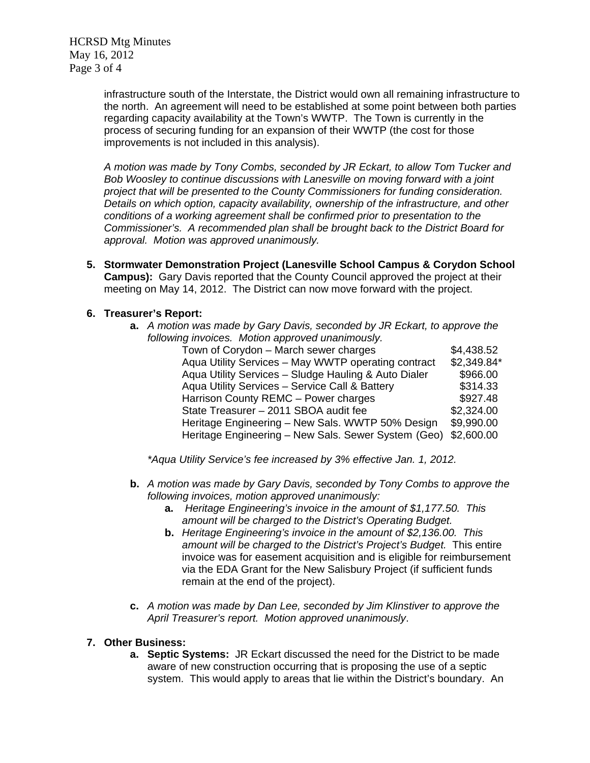infrastructure south of the Interstate, the District would own all remaining infrastructure to the north. An agreement will need to be established at some point between both parties regarding capacity availability at the Town's WWTP. The Town is currently in the process of securing funding for an expansion of their WWTP (the cost for those improvements is not included in this analysis).

*A motion was made by Tony Combs, seconded by JR Eckart, to allow Tom Tucker and Bob Woosley to continue discussions with Lanesville on moving forward with a joint project that will be presented to the County Commissioners for funding consideration. Details on which option, capacity availability, ownership of the infrastructure, and other conditions of a working agreement shall be confirmed prior to presentation to the Commissioner's. A recommended plan shall be brought back to the District Board for approval. Motion was approved unanimously.*

5. **Stormwater Demonstration Project (Lanesville School Campus & Corydon School Campus):** Gary Davis reported that the County Council approved the project at their meeting on May 14, 2012. The District can now move forward with the project.

6. **Treasurer's Report:**
   - **a.** *A motion was made by Gary Davis, seconded by JR Eckart, to approve the following invoices. Motion approved unanimously.*

| | |
|---|---|
| Town of Corydon – March sewer charges | $4,438.52 |
| Aqua Utility Services – May WWTP operating contract | $2,349.84* |
| Aqua Utility Services – Sludge Hauling & Auto Dialer | $966.00 |
| Aqua Utility Services – Service Call & Battery | $314.33 |
| Harrison County REMC – Power charges | $927.48 |
| State Treasurer – 2011 SBOA audit fee | $2,324.00 |
| Heritage Engineering – New Sals. WWTP 50% Design | $9,990.00 |
| Heritage Engineering – New Sals. Sewer System (Geo) | $2,600.00 |

   *\*Aqua Utility Service's fee increased by 3% effective Jan. 1, 2012.*

   - **b.** *A motion was made by Gary Davis, seconded by Tony Combs to approve the following invoices, motion approved unanimously:*
     - **a.** *Heritage Engineering's invoice in the amount of $1,177.50. This amount will be charged to the District's Operating Budget.*
     - **b.** *Heritage Engineering's invoice in the amount of $2,136.00. This amount will be charged to the District's Project's Budget.* This entire invoice was for easement acquisition and is eligible for reimbursement via the EDA Grant for the New Salisbury Project (if sufficient funds remain at the end of the project).

   - **c.** *A motion was made by Dan Lee, seconded by Jim Klinstiver to approve the April Treasurer's report. Motion approved unanimously*.

7. **Other Business:**
   - **a. Septic Systems:** JR Eckart discussed the need for the District to be made aware of new construction occurring that is proposing the use of a septic system. This would apply to areas that lie within the District's boundary. An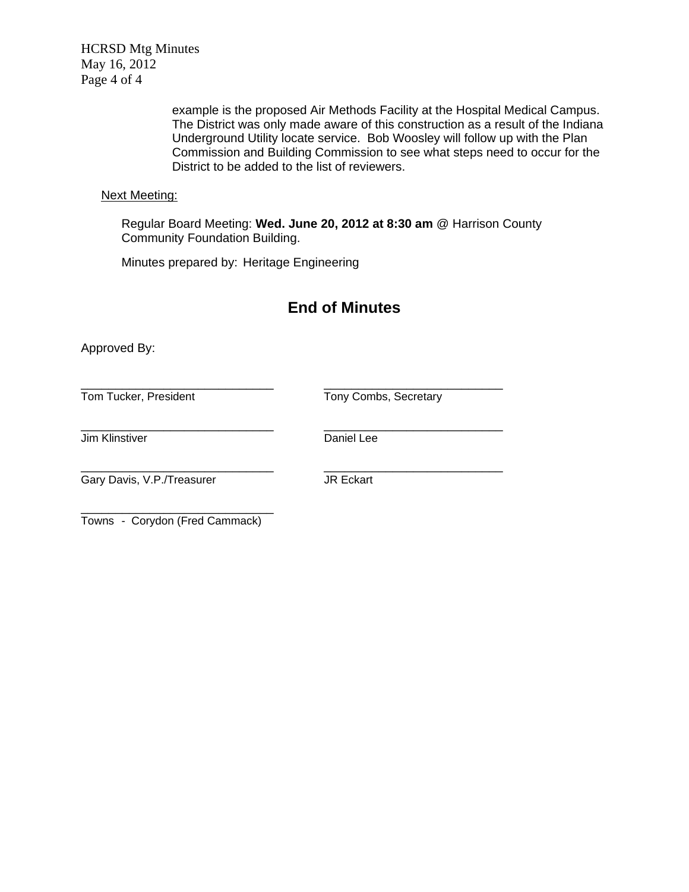example is the proposed Air Methods Facility at the Hospital Medical Campus. The District was only made aware of this construction as a result of the Indiana Underground Utility locate service. Bob Woosley will follow up with the Plan Commission and Building Commission to see what steps need to occur for the District to be added to the list of reviewers.

Next Meeting:

Regular Board Meeting: **Wed. June 20, 2012 at 8:30 am** @ Harrison County Community Foundation Building.

Minutes prepared by: Heritage Engineering

## End of Minutes

Approved By:

| | |
|---|---|
| ____________________________ | ____________________________ |
| Tom Tucker, President | Tony Combs, Secretary |
| ____________________________ | ____________________________ |
| Jim Klinstiver | Daniel Lee |
| ____________________________ | ____________________________ |
| Gary Davis, V.P./Treasurer | JR Eckart |
| ____________________________ | |
| Towns - Corydon (Fred Cammack) | |